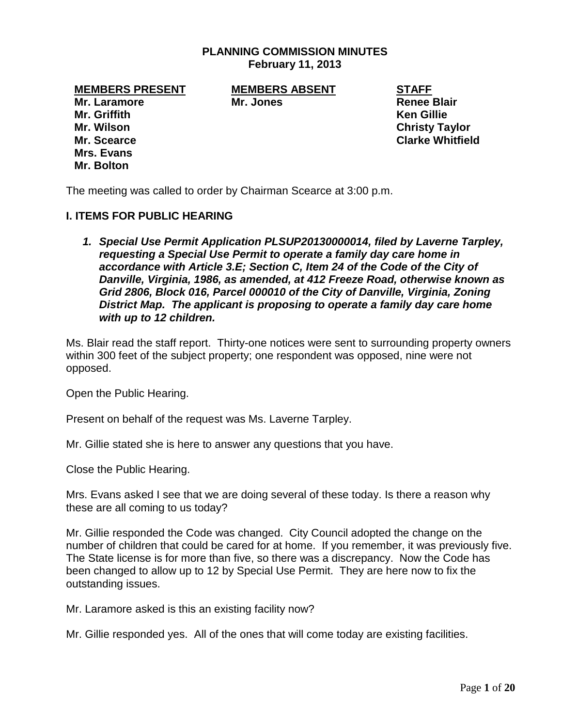# PLANNING COMMISSION MINUTES
**February 11, 2013**

| MEMBERS PRESENT | MEMBERS ABSENT | STAFF |
|---|---|---|
| **Mr. Laramore** | **Mr. Jones** | **Renee Blair** |
| **Mr. Griffith** | | **Ken Gillie** |
| **Mr. Wilson** | | **Christy Taylor** |
| **Mr. Scearce** | | **Clarke Whitfield** |
| **Mrs. Evans** | | |
| **Mr. Bolton** | | |

The meeting was called to order by Chairman Scearce at 3:00 p.m.

## I. ITEMS FOR PUBLIC HEARING

1. ***Special Use Permit Application PLSUP20130000014, filed by Laverne Tarpley, requesting a Special Use Permit to operate a family day care home in accordance with Article 3.E; Section C, Item 24 of the Code of the City of Danville, Virginia, 1986, as amended, at 412 Freeze Road, otherwise known as Grid 2806, Block 016, Parcel 000010 of the City of Danville, Virginia, Zoning District Map. The applicant is proposing to operate a family day care home with up to 12 children.***

Ms. Blair read the staff report. Thirty-one notices were sent to surrounding property owners within 300 feet of the subject property; one respondent was opposed, nine were not opposed.

Open the Public Hearing.

Present on behalf of the request was Ms. Laverne Tarpley.

Mr. Gillie stated she is here to answer any questions that you have.

Close the Public Hearing.

Mrs. Evans asked I see that we are doing several of these today. Is there a reason why these are all coming to us today?

Mr. Gillie responded the Code was changed. City Council adopted the change on the number of children that could be cared for at home. If you remember, it was previously five. The State license is for more than five, so there was a discrepancy. Now the Code has been changed to allow up to 12 by Special Use Permit. They are here now to fix the outstanding issues.

Mr. Laramore asked is this an existing facility now?

Mr. Gillie responded yes. All of the ones that will come today are existing facilities.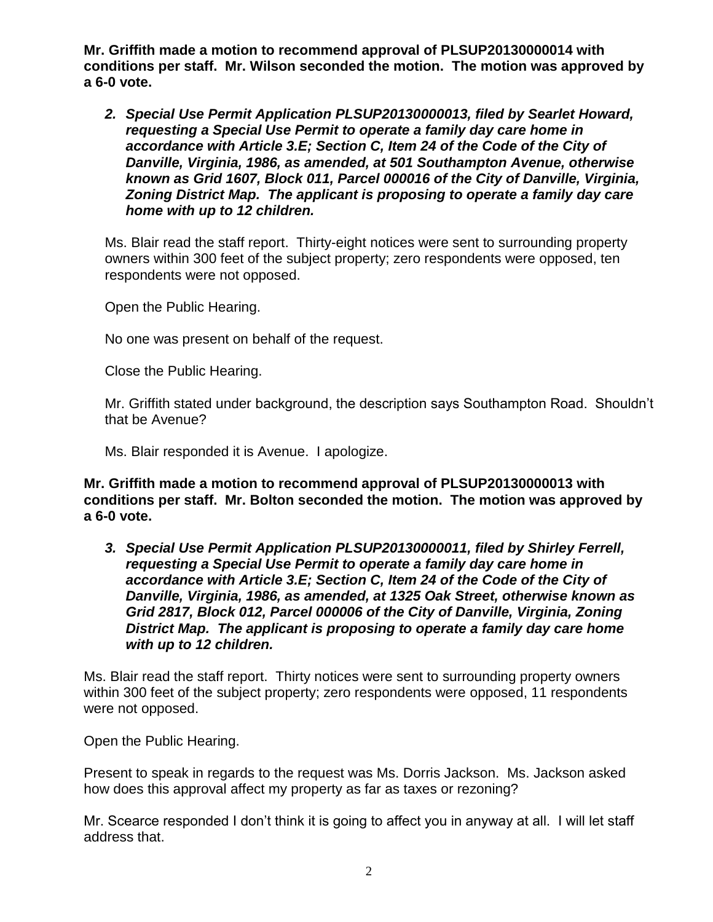**Mr. Griffith made a motion to recommend approval of PLSUP20130000014 with conditions per staff. Mr. Wilson seconded the motion. The motion was approved by a 6-0 vote.**

2. ***Special Use Permit Application PLSUP20130000013, filed by Searlet Howard, requesting a Special Use Permit to operate a family day care home in accordance with Article 3.E; Section C, Item 24 of the Code of the City of Danville, Virginia, 1986, as amended, at 501 Southampton Avenue, otherwise known as Grid 1607, Block 011, Parcel 000016 of the City of Danville, Virginia, Zoning District Map. The applicant is proposing to operate a family day care home with up to 12 children.***

   Ms. Blair read the staff report. Thirty-eight notices were sent to surrounding property owners within 300 feet of the subject property; zero respondents were opposed, ten respondents were not opposed.

   Open the Public Hearing.

   No one was present on behalf of the request.

   Close the Public Hearing.

   Mr. Griffith stated under background, the description says Southampton Road. Shouldn't that be Avenue?

   Ms. Blair responded it is Avenue. I apologize.

**Mr. Griffith made a motion to recommend approval of PLSUP20130000013 with conditions per staff. Mr. Bolton seconded the motion. The motion was approved by a 6-0 vote.**

3. ***Special Use Permit Application PLSUP20130000011, filed by Shirley Ferrell, requesting a Special Use Permit to operate a family day care home in accordance with Article 3.E; Section C, Item 24 of the Code of the City of Danville, Virginia, 1986, as amended, at 1325 Oak Street, otherwise known as Grid 2817, Block 012, Parcel 000006 of the City of Danville, Virginia, Zoning District Map. The applicant is proposing to operate a family day care home with up to 12 children.***

Ms. Blair read the staff report. Thirty notices were sent to surrounding property owners within 300 feet of the subject property; zero respondents were opposed, 11 respondents were not opposed.

Open the Public Hearing.

Present to speak in regards to the request was Ms. Dorris Jackson. Ms. Jackson asked how does this approval affect my property as far as taxes or rezoning?

Mr. Scearce responded I don't think it is going to affect you in anyway at all. I will let staff address that.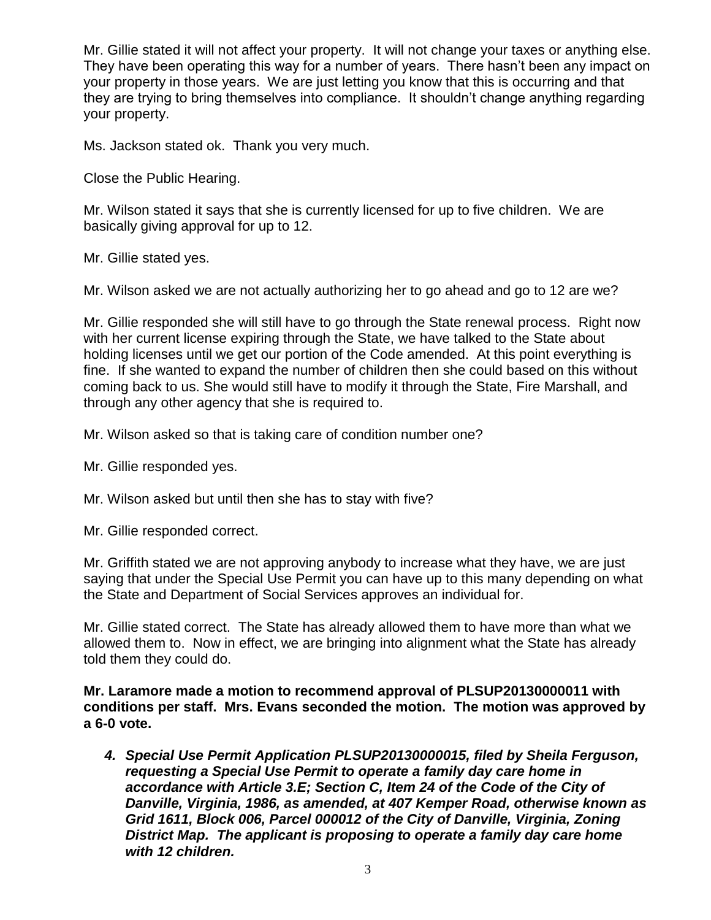Mr. Gillie stated it will not affect your property. It will not change your taxes or anything else. They have been operating this way for a number of years. There hasn't been any impact on your property in those years. We are just letting you know that this is occurring and that they are trying to bring themselves into compliance. It shouldn't change anything regarding your property.

Ms. Jackson stated ok. Thank you very much.

Close the Public Hearing.

Mr. Wilson stated it says that she is currently licensed for up to five children. We are basically giving approval for up to 12.

Mr. Gillie stated yes.

Mr. Wilson asked we are not actually authorizing her to go ahead and go to 12 are we?

Mr. Gillie responded she will still have to go through the State renewal process. Right now with her current license expiring through the State, we have talked to the State about holding licenses until we get our portion of the Code amended. At this point everything is fine. If she wanted to expand the number of children then she could based on this without coming back to us. She would still have to modify it through the State, Fire Marshall, and through any other agency that she is required to.

Mr. Wilson asked so that is taking care of condition number one?

Mr. Gillie responded yes.

Mr. Wilson asked but until then she has to stay with five?

Mr. Gillie responded correct.

Mr. Griffith stated we are not approving anybody to increase what they have, we are just saying that under the Special Use Permit you can have up to this many depending on what the State and Department of Social Services approves an individual for.

Mr. Gillie stated correct. The State has already allowed them to have more than what we allowed them to. Now in effect, we are bringing into alignment what the State has already told them they could do.

**Mr. Laramore made a motion to recommend approval of PLSUP20130000011 with conditions per staff. Mrs. Evans seconded the motion. The motion was approved by a 6-0 vote.**

4. ***Special Use Permit Application PLSUP20130000015, filed by Sheila Ferguson, requesting a Special Use Permit to operate a family day care home in accordance with Article 3.E; Section C, Item 24 of the Code of the City of Danville, Virginia, 1986, as amended, at 407 Kemper Road, otherwise known as Grid 1611, Block 006, Parcel 000012 of the City of Danville, Virginia, Zoning District Map. The applicant is proposing to operate a family day care home with 12 children.***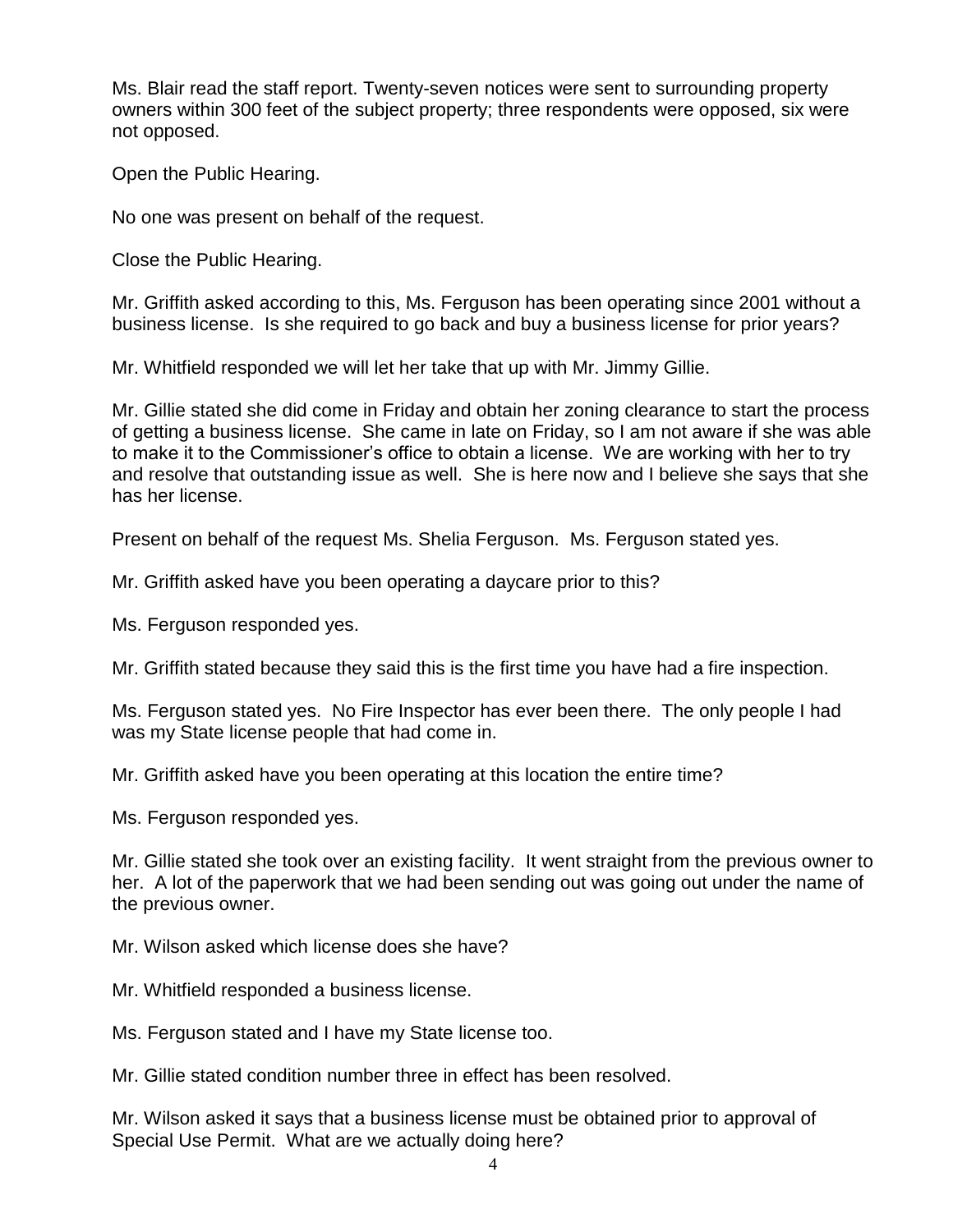Ms. Blair read the staff report. Twenty-seven notices were sent to surrounding property owners within 300 feet of the subject property; three respondents were opposed, six were not opposed.

Open the Public Hearing.

No one was present on behalf of the request.

Close the Public Hearing.

Mr. Griffith asked according to this, Ms. Ferguson has been operating since 2001 without a business license. Is she required to go back and buy a business license for prior years?

Mr. Whitfield responded we will let her take that up with Mr. Jimmy Gillie.

Mr. Gillie stated she did come in Friday and obtain her zoning clearance to start the process of getting a business license. She came in late on Friday, so I am not aware if she was able to make it to the Commissioner's office to obtain a license. We are working with her to try and resolve that outstanding issue as well. She is here now and I believe she says that she has her license.

Present on behalf of the request Ms. Shelia Ferguson. Ms. Ferguson stated yes.

Mr. Griffith asked have you been operating a daycare prior to this?

Ms. Ferguson responded yes.

Mr. Griffith stated because they said this is the first time you have had a fire inspection.

Ms. Ferguson stated yes. No Fire Inspector has ever been there. The only people I had was my State license people that had come in.

Mr. Griffith asked have you been operating at this location the entire time?

Ms. Ferguson responded yes.

Mr. Gillie stated she took over an existing facility. It went straight from the previous owner to her. A lot of the paperwork that we had been sending out was going out under the name of the previous owner.

Mr. Wilson asked which license does she have?

Mr. Whitfield responded a business license.

Ms. Ferguson stated and I have my State license too.

Mr. Gillie stated condition number three in effect has been resolved.

Mr. Wilson asked it says that a business license must be obtained prior to approval of Special Use Permit. What are we actually doing here?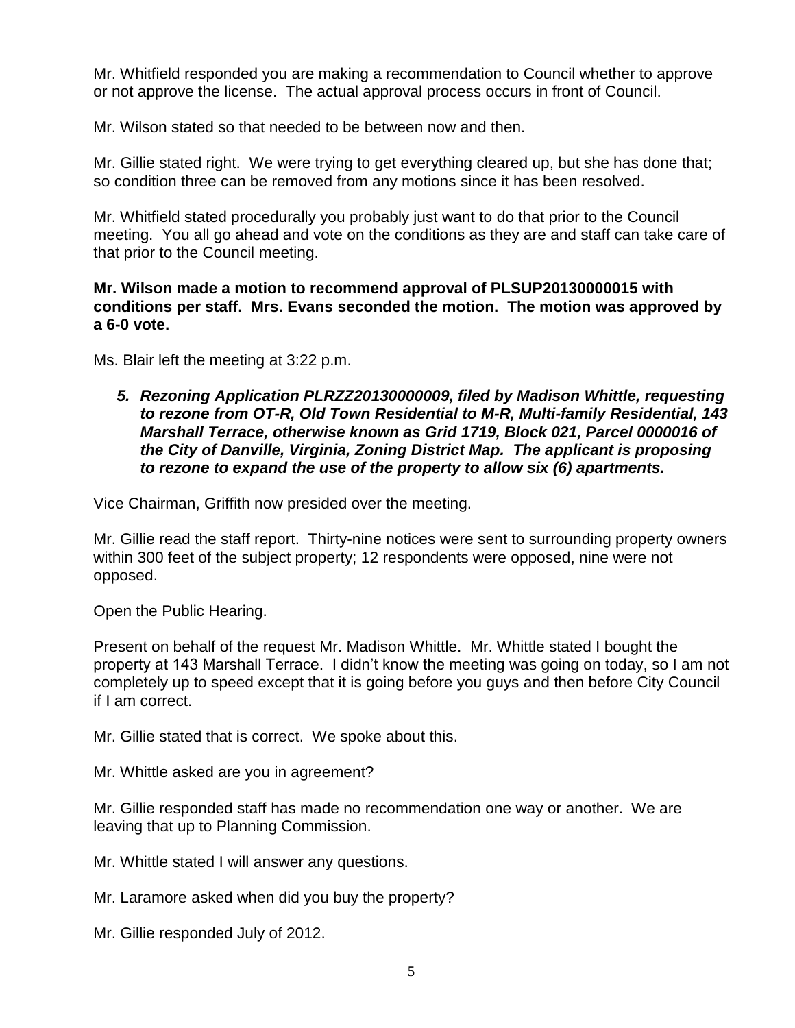Mr. Whitfield responded you are making a recommendation to Council whether to approve or not approve the license. The actual approval process occurs in front of Council.

Mr. Wilson stated so that needed to be between now and then.

Mr. Gillie stated right. We were trying to get everything cleared up, but she has done that; so condition three can be removed from any motions since it has been resolved.

Mr. Whitfield stated procedurally you probably just want to do that prior to the Council meeting. You all go ahead and vote on the conditions as they are and staff can take care of that prior to the Council meeting.

**Mr. Wilson made a motion to recommend approval of PLSUP20130000015 with conditions per staff. Mrs. Evans seconded the motion. The motion was approved by a 6-0 vote.**

Ms. Blair left the meeting at 3:22 p.m.

5. ***Rezoning Application PLRZZ20130000009, filed by Madison Whittle, requesting to rezone from OT-R, Old Town Residential to M-R, Multi-family Residential, 143 Marshall Terrace, otherwise known as Grid 1719, Block 021, Parcel 0000016 of the City of Danville, Virginia, Zoning District Map. The applicant is proposing to rezone to expand the use of the property to allow six (6) apartments.***

Vice Chairman, Griffith now presided over the meeting.

Mr. Gillie read the staff report. Thirty-nine notices were sent to surrounding property owners within 300 feet of the subject property; 12 respondents were opposed, nine were not opposed.

Open the Public Hearing.

Present on behalf of the request Mr. Madison Whittle. Mr. Whittle stated I bought the property at 143 Marshall Terrace. I didn't know the meeting was going on today, so I am not completely up to speed except that it is going before you guys and then before City Council if I am correct.

Mr. Gillie stated that is correct. We spoke about this.

Mr. Whittle asked are you in agreement?

Mr. Gillie responded staff has made no recommendation one way or another. We are leaving that up to Planning Commission.

Mr. Whittle stated I will answer any questions.

Mr. Laramore asked when did you buy the property?

Mr. Gillie responded July of 2012.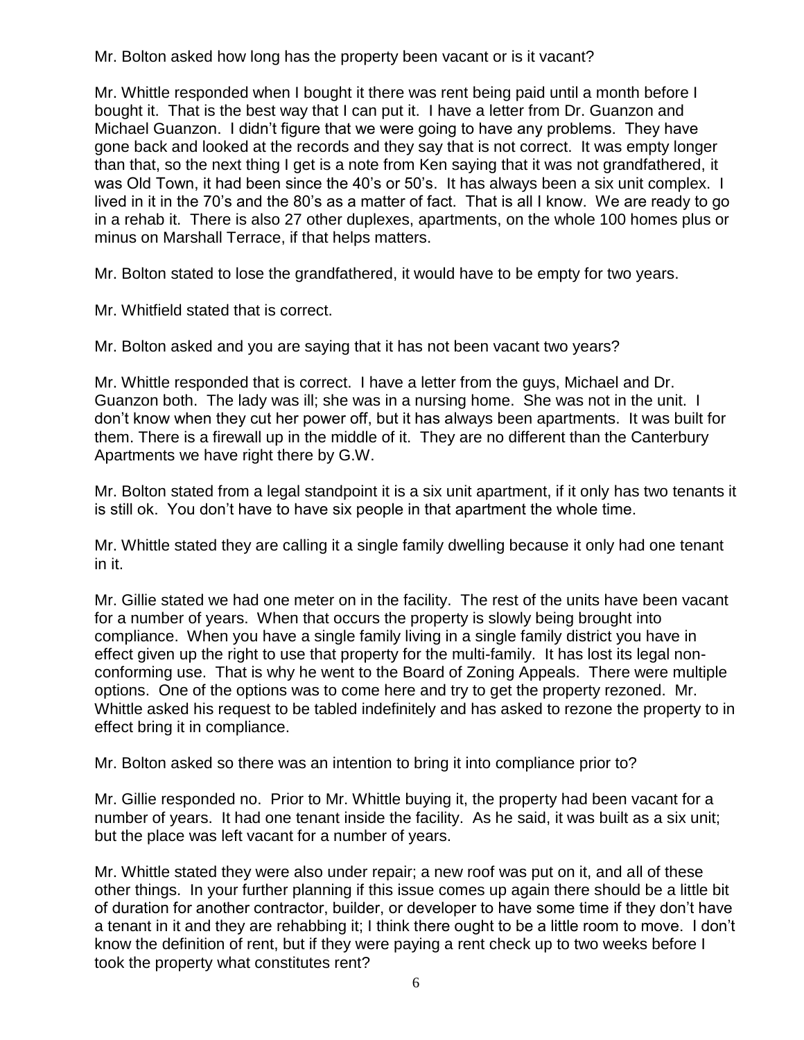Mr. Bolton asked how long has the property been vacant or is it vacant?

Mr. Whittle responded when I bought it there was rent being paid until a month before I bought it. That is the best way that I can put it. I have a letter from Dr. Guanzon and Michael Guanzon. I didn't figure that we were going to have any problems. They have gone back and looked at the records and they say that is not correct. It was empty longer than that, so the next thing I get is a note from Ken saying that it was not grandfathered, it was Old Town, it had been since the 40's or 50's. It has always been a six unit complex. I lived in it in the 70's and the 80's as a matter of fact. That is all I know. We are ready to go in a rehab it. There is also 27 other duplexes, apartments, on the whole 100 homes plus or minus on Marshall Terrace, if that helps matters.

Mr. Bolton stated to lose the grandfathered, it would have to be empty for two years.

Mr. Whitfield stated that is correct.

Mr. Bolton asked and you are saying that it has not been vacant two years?

Mr. Whittle responded that is correct. I have a letter from the guys, Michael and Dr. Guanzon both. The lady was ill; she was in a nursing home. She was not in the unit. I don't know when they cut her power off, but it has always been apartments. It was built for them. There is a firewall up in the middle of it. They are no different than the Canterbury Apartments we have right there by G.W.

Mr. Bolton stated from a legal standpoint it is a six unit apartment, if it only has two tenants it is still ok. You don't have to have six people in that apartment the whole time.

Mr. Whittle stated they are calling it a single family dwelling because it only had one tenant in it.

Mr. Gillie stated we had one meter on in the facility. The rest of the units have been vacant for a number of years. When that occurs the property is slowly being brought into compliance. When you have a single family living in a single family district you have in effect given up the right to use that property for the multi-family. It has lost its legal non-conforming use. That is why he went to the Board of Zoning Appeals. There were multiple options. One of the options was to come here and try to get the property rezoned. Mr. Whittle asked his request to be tabled indefinitely and has asked to rezone the property to in effect bring it in compliance.

Mr. Bolton asked so there was an intention to bring it into compliance prior to?

Mr. Gillie responded no. Prior to Mr. Whittle buying it, the property had been vacant for a number of years. It had one tenant inside the facility. As he said, it was built as a six unit; but the place was left vacant for a number of years.

Mr. Whittle stated they were also under repair; a new roof was put on it, and all of these other things. In your further planning if this issue comes up again there should be a little bit of duration for another contractor, builder, or developer to have some time if they don't have a tenant in it and they are rehabbing it; I think there ought to be a little room to move. I don't know the definition of rent, but if they were paying a rent check up to two weeks before I took the property what constitutes rent?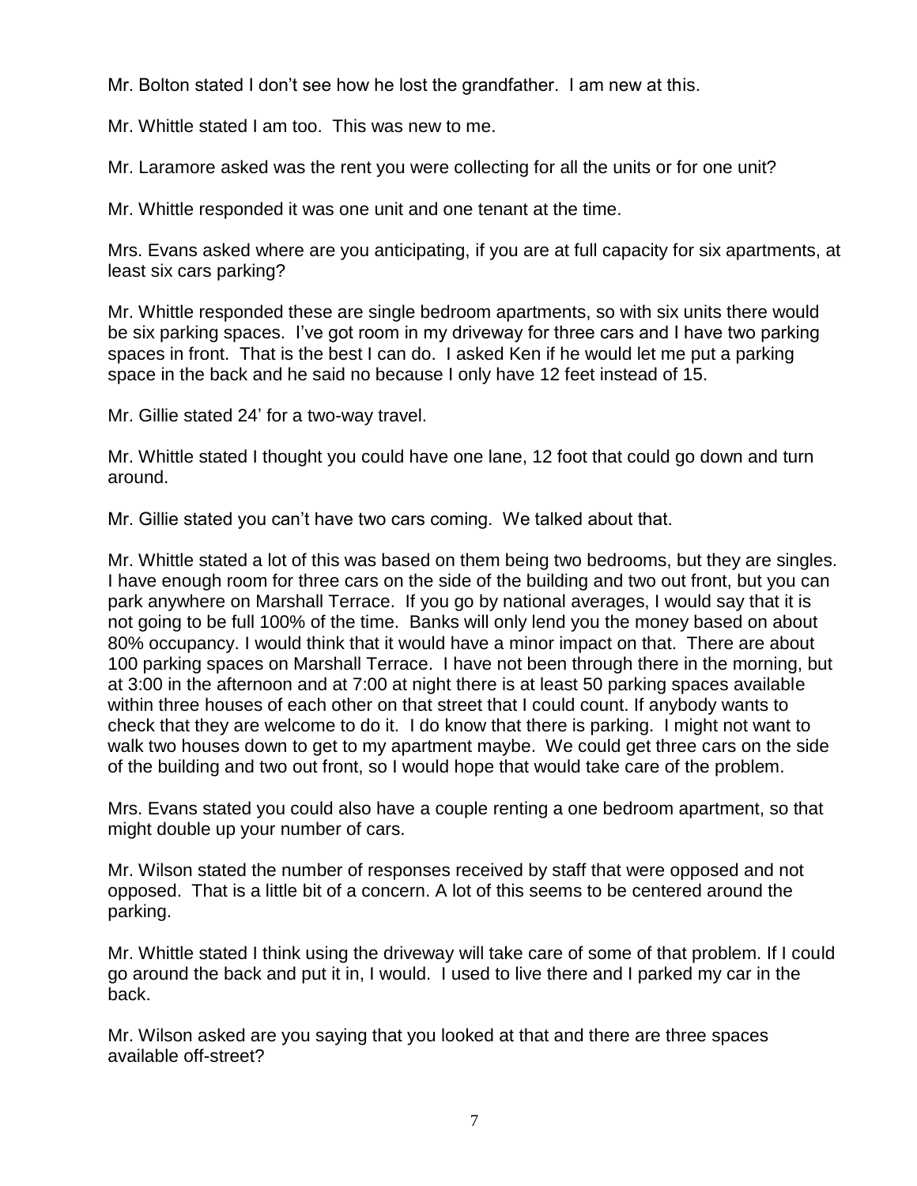Mr. Bolton stated I don't see how he lost the grandfather. I am new at this.

Mr. Whittle stated I am too. This was new to me.

Mr. Laramore asked was the rent you were collecting for all the units or for one unit?

Mr. Whittle responded it was one unit and one tenant at the time.

Mrs. Evans asked where are you anticipating, if you are at full capacity for six apartments, at least six cars parking?

Mr. Whittle responded these are single bedroom apartments, so with six units there would be six parking spaces. I've got room in my driveway for three cars and I have two parking spaces in front. That is the best I can do. I asked Ken if he would let me put a parking space in the back and he said no because I only have 12 feet instead of 15.

Mr. Gillie stated 24' for a two-way travel.

Mr. Whittle stated I thought you could have one lane, 12 foot that could go down and turn around.

Mr. Gillie stated you can't have two cars coming. We talked about that.

Mr. Whittle stated a lot of this was based on them being two bedrooms, but they are singles. I have enough room for three cars on the side of the building and two out front, but you can park anywhere on Marshall Terrace. If you go by national averages, I would say that it is not going to be full 100% of the time. Banks will only lend you the money based on about 80% occupancy. I would think that it would have a minor impact on that. There are about 100 parking spaces on Marshall Terrace. I have not been through there in the morning, but at 3:00 in the afternoon and at 7:00 at night there is at least 50 parking spaces available within three houses of each other on that street that I could count. If anybody wants to check that they are welcome to do it. I do know that there is parking. I might not want to walk two houses down to get to my apartment maybe. We could get three cars on the side of the building and two out front, so I would hope that would take care of the problem.

Mrs. Evans stated you could also have a couple renting a one bedroom apartment, so that might double up your number of cars.

Mr. Wilson stated the number of responses received by staff that were opposed and not opposed. That is a little bit of a concern. A lot of this seems to be centered around the parking.

Mr. Whittle stated I think using the driveway will take care of some of that problem. If I could go around the back and put it in, I would. I used to live there and I parked my car in the back.

Mr. Wilson asked are you saying that you looked at that and there are three spaces available off-street?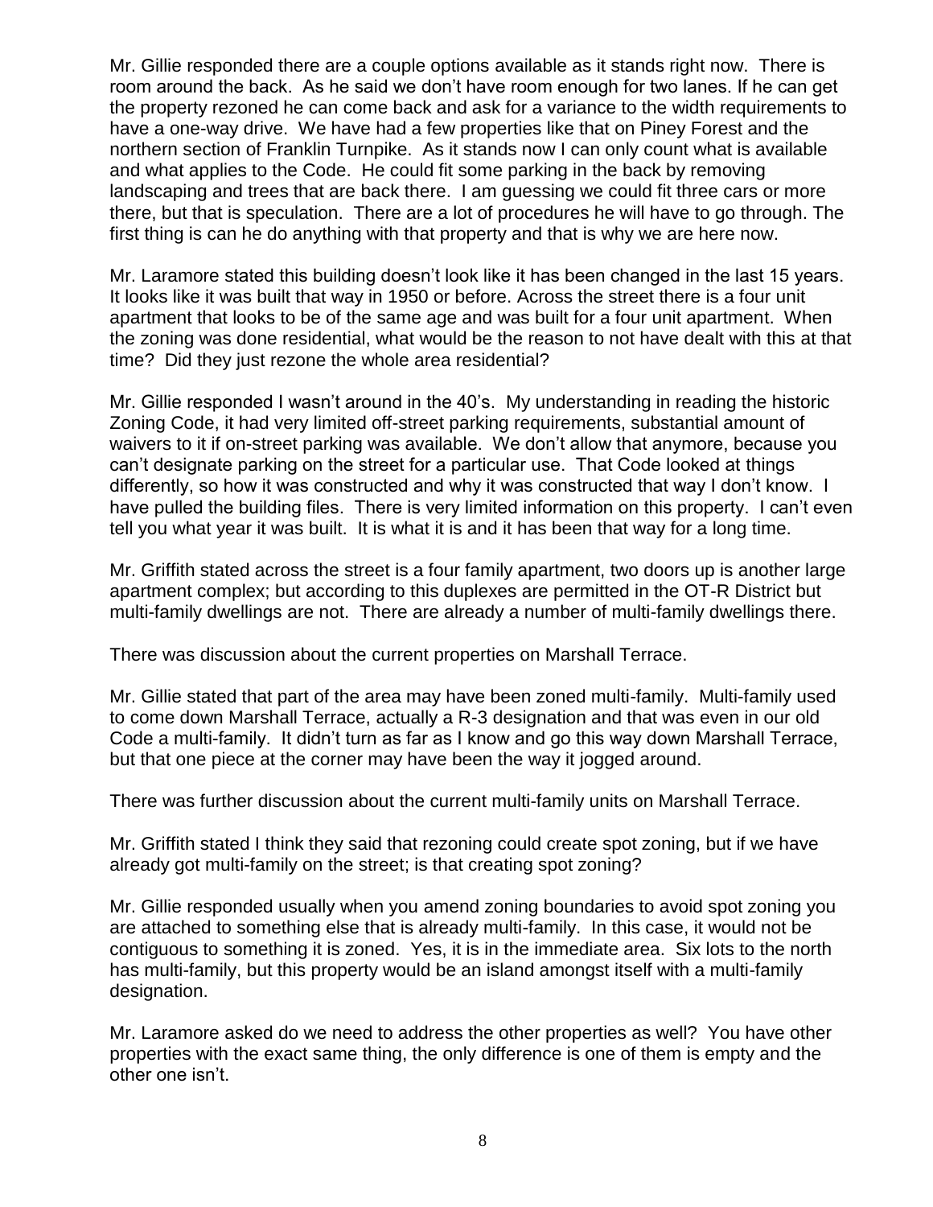Mr. Gillie responded there are a couple options available as it stands right now. There is room around the back. As he said we don't have room enough for two lanes. If he can get the property rezoned he can come back and ask for a variance to the width requirements to have a one-way drive. We have had a few properties like that on Piney Forest and the northern section of Franklin Turnpike. As it stands now I can only count what is available and what applies to the Code. He could fit some parking in the back by removing landscaping and trees that are back there. I am guessing we could fit three cars or more there, but that is speculation. There are a lot of procedures he will have to go through. The first thing is can he do anything with that property and that is why we are here now.

Mr. Laramore stated this building doesn't look like it has been changed in the last 15 years. It looks like it was built that way in 1950 or before. Across the street there is a four unit apartment that looks to be of the same age and was built for a four unit apartment. When the zoning was done residential, what would be the reason to not have dealt with this at that time? Did they just rezone the whole area residential?

Mr. Gillie responded I wasn't around in the 40's. My understanding in reading the historic Zoning Code, it had very limited off-street parking requirements, substantial amount of waivers to it if on-street parking was available. We don't allow that anymore, because you can't designate parking on the street for a particular use. That Code looked at things differently, so how it was constructed and why it was constructed that way I don't know. I have pulled the building files. There is very limited information on this property. I can't even tell you what year it was built. It is what it is and it has been that way for a long time.

Mr. Griffith stated across the street is a four family apartment, two doors up is another large apartment complex; but according to this duplexes are permitted in the OT-R District but multi-family dwellings are not. There are already a number of multi-family dwellings there.

There was discussion about the current properties on Marshall Terrace.

Mr. Gillie stated that part of the area may have been zoned multi-family. Multi-family used to come down Marshall Terrace, actually a R-3 designation and that was even in our old Code a multi-family. It didn't turn as far as I know and go this way down Marshall Terrace, but that one piece at the corner may have been the way it jogged around.

There was further discussion about the current multi-family units on Marshall Terrace.

Mr. Griffith stated I think they said that rezoning could create spot zoning, but if we have already got multi-family on the street; is that creating spot zoning?

Mr. Gillie responded usually when you amend zoning boundaries to avoid spot zoning you are attached to something else that is already multi-family. In this case, it would not be contiguous to something it is zoned. Yes, it is in the immediate area. Six lots to the north has multi-family, but this property would be an island amongst itself with a multi-family designation.

Mr. Laramore asked do we need to address the other properties as well? You have other properties with the exact same thing, the only difference is one of them is empty and the other one isn't.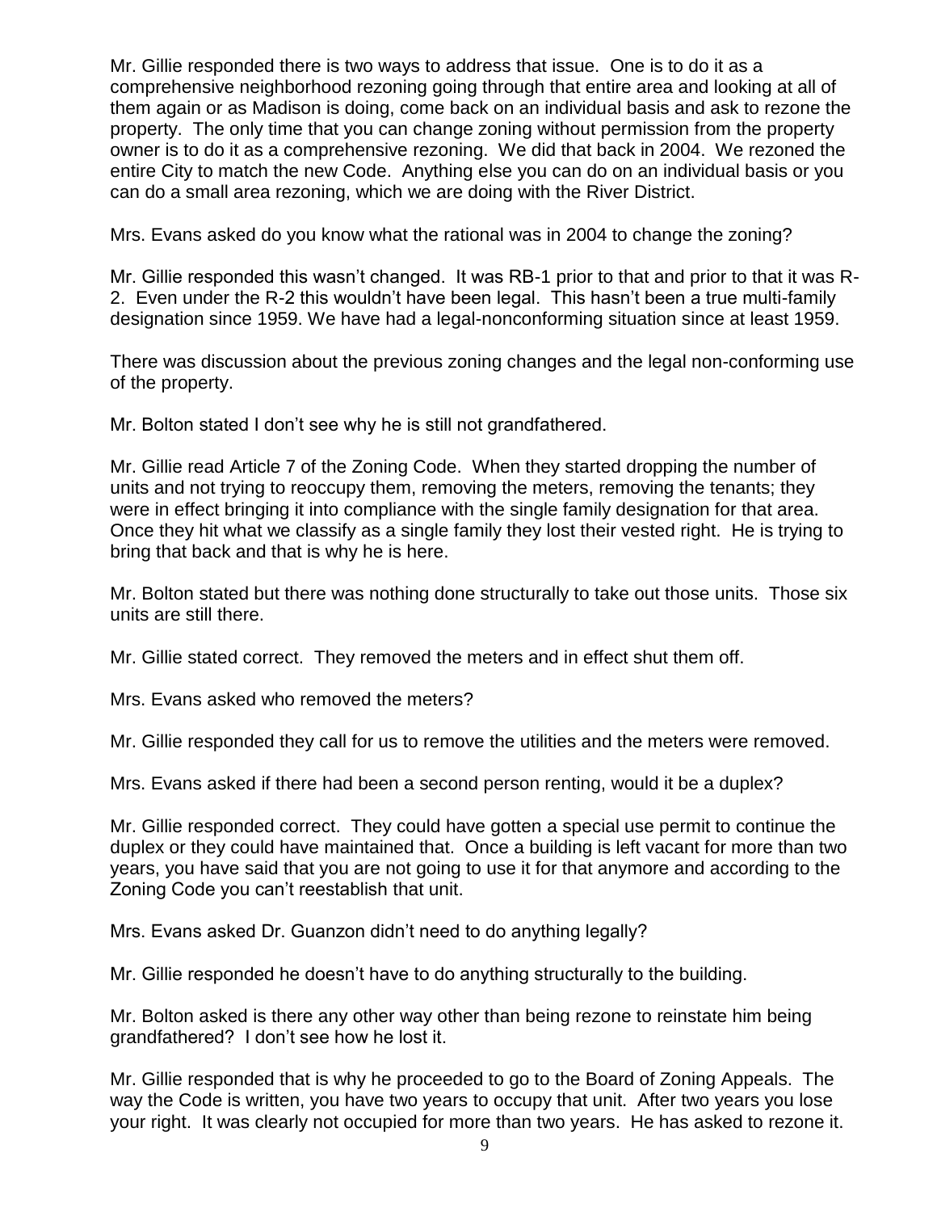Mr. Gillie responded there is two ways to address that issue. One is to do it as a comprehensive neighborhood rezoning going through that entire area and looking at all of them again or as Madison is doing, come back on an individual basis and ask to rezone the property. The only time that you can change zoning without permission from the property owner is to do it as a comprehensive rezoning. We did that back in 2004. We rezoned the entire City to match the new Code. Anything else you can do on an individual basis or you can do a small area rezoning, which we are doing with the River District.

Mrs. Evans asked do you know what the rational was in 2004 to change the zoning?

Mr. Gillie responded this wasn't changed. It was RB-1 prior to that and prior to that it was R-2. Even under the R-2 this wouldn't have been legal. This hasn't been a true multi-family designation since 1959. We have had a legal-nonconforming situation since at least 1959.

There was discussion about the previous zoning changes and the legal non-conforming use of the property.

Mr. Bolton stated I don't see why he is still not grandfathered.

Mr. Gillie read Article 7 of the Zoning Code. When they started dropping the number of units and not trying to reoccupy them, removing the meters, removing the tenants; they were in effect bringing it into compliance with the single family designation for that area. Once they hit what we classify as a single family they lost their vested right. He is trying to bring that back and that is why he is here.

Mr. Bolton stated but there was nothing done structurally to take out those units. Those six units are still there.

Mr. Gillie stated correct. They removed the meters and in effect shut them off.

Mrs. Evans asked who removed the meters?

Mr. Gillie responded they call for us to remove the utilities and the meters were removed.

Mrs. Evans asked if there had been a second person renting, would it be a duplex?

Mr. Gillie responded correct. They could have gotten a special use permit to continue the duplex or they could have maintained that. Once a building is left vacant for more than two years, you have said that you are not going to use it for that anymore and according to the Zoning Code you can't reestablish that unit.

Mrs. Evans asked Dr. Guanzon didn't need to do anything legally?

Mr. Gillie responded he doesn't have to do anything structurally to the building.

Mr. Bolton asked is there any other way other than being rezone to reinstate him being grandfathered? I don't see how he lost it.

Mr. Gillie responded that is why he proceeded to go to the Board of Zoning Appeals. The way the Code is written, you have two years to occupy that unit. After two years you lose your right. It was clearly not occupied for more than two years. He has asked to rezone it.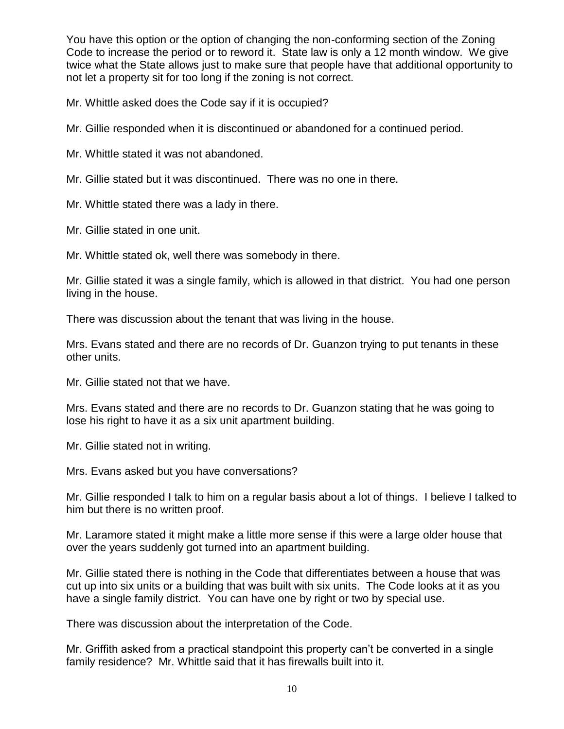You have this option or the option of changing the non-conforming section of the Zoning Code to increase the period or to reword it. State law is only a 12 month window. We give twice what the State allows just to make sure that people have that additional opportunity to not let a property sit for too long if the zoning is not correct.

Mr. Whittle asked does the Code say if it is occupied?

Mr. Gillie responded when it is discontinued or abandoned for a continued period.

Mr. Whittle stated it was not abandoned.

Mr. Gillie stated but it was discontinued. There was no one in there.

Mr. Whittle stated there was a lady in there.

Mr. Gillie stated in one unit.

Mr. Whittle stated ok, well there was somebody in there.

Mr. Gillie stated it was a single family, which is allowed in that district. You had one person living in the house.

There was discussion about the tenant that was living in the house.

Mrs. Evans stated and there are no records of Dr. Guanzon trying to put tenants in these other units.

Mr. Gillie stated not that we have.

Mrs. Evans stated and there are no records to Dr. Guanzon stating that he was going to lose his right to have it as a six unit apartment building.

Mr. Gillie stated not in writing.

Mrs. Evans asked but you have conversations?

Mr. Gillie responded I talk to him on a regular basis about a lot of things. I believe I talked to him but there is no written proof.

Mr. Laramore stated it might make a little more sense if this were a large older house that over the years suddenly got turned into an apartment building.

Mr. Gillie stated there is nothing in the Code that differentiates between a house that was cut up into six units or a building that was built with six units. The Code looks at it as you have a single family district. You can have one by right or two by special use.

There was discussion about the interpretation of the Code.

Mr. Griffith asked from a practical standpoint this property can't be converted in a single family residence? Mr. Whittle said that it has firewalls built into it.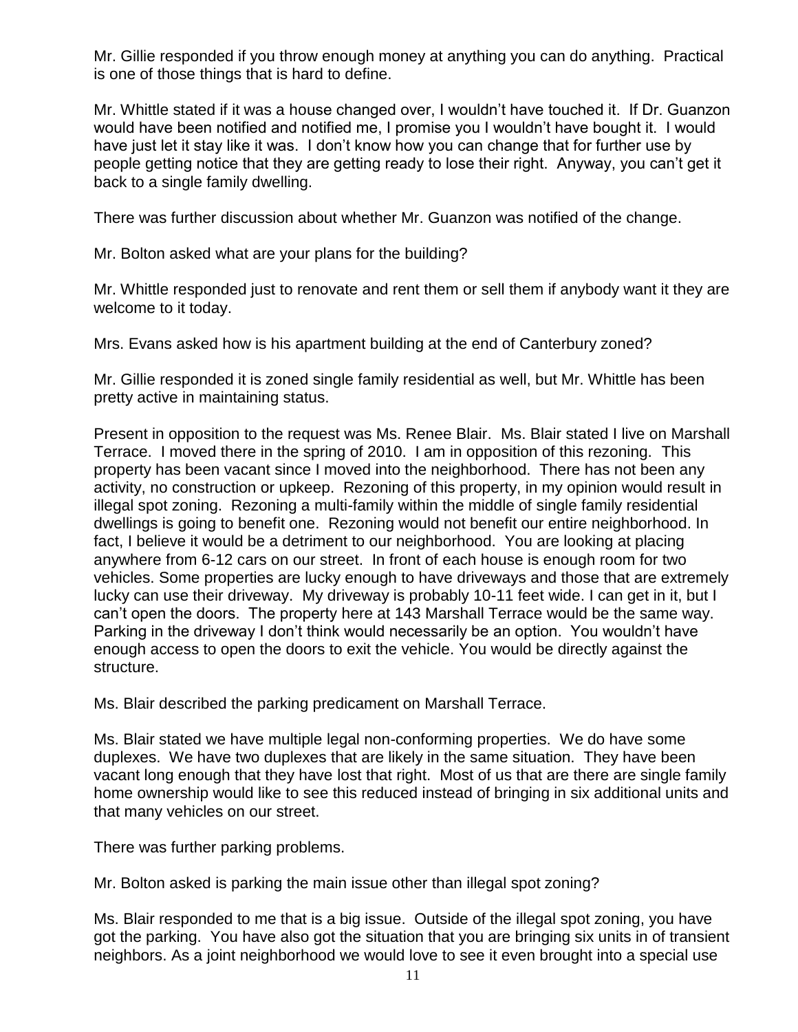Mr. Gillie responded if you throw enough money at anything you can do anything. Practical is one of those things that is hard to define.

Mr. Whittle stated if it was a house changed over, I wouldn't have touched it. If Dr. Guanzon would have been notified and notified me, I promise you I wouldn't have bought it. I would have just let it stay like it was. I don't know how you can change that for further use by people getting notice that they are getting ready to lose their right. Anyway, you can't get it back to a single family dwelling.

There was further discussion about whether Mr. Guanzon was notified of the change.

Mr. Bolton asked what are your plans for the building?

Mr. Whittle responded just to renovate and rent them or sell them if anybody want it they are welcome to it today.

Mrs. Evans asked how is his apartment building at the end of Canterbury zoned?

Mr. Gillie responded it is zoned single family residential as well, but Mr. Whittle has been pretty active in maintaining status.

Present in opposition to the request was Ms. Renee Blair. Ms. Blair stated I live on Marshall Terrace. I moved there in the spring of 2010. I am in opposition of this rezoning. This property has been vacant since I moved into the neighborhood. There has not been any activity, no construction or upkeep. Rezoning of this property, in my opinion would result in illegal spot zoning. Rezoning a multi-family within the middle of single family residential dwellings is going to benefit one. Rezoning would not benefit our entire neighborhood. In fact, I believe it would be a detriment to our neighborhood. You are looking at placing anywhere from 6-12 cars on our street. In front of each house is enough room for two vehicles. Some properties are lucky enough to have driveways and those that are extremely lucky can use their driveway. My driveway is probably 10-11 feet wide. I can get in it, but I can't open the doors. The property here at 143 Marshall Terrace would be the same way. Parking in the driveway I don't think would necessarily be an option. You wouldn't have enough access to open the doors to exit the vehicle. You would be directly against the structure.

Ms. Blair described the parking predicament on Marshall Terrace.

Ms. Blair stated we have multiple legal non-conforming properties. We do have some duplexes. We have two duplexes that are likely in the same situation. They have been vacant long enough that they have lost that right. Most of us that are there are single family home ownership would like to see this reduced instead of bringing in six additional units and that many vehicles on our street.

There was further parking problems.

Mr. Bolton asked is parking the main issue other than illegal spot zoning?

Ms. Blair responded to me that is a big issue. Outside of the illegal spot zoning, you have got the parking. You have also got the situation that you are bringing six units in of transient neighbors. As a joint neighborhood we would love to see it even brought into a special use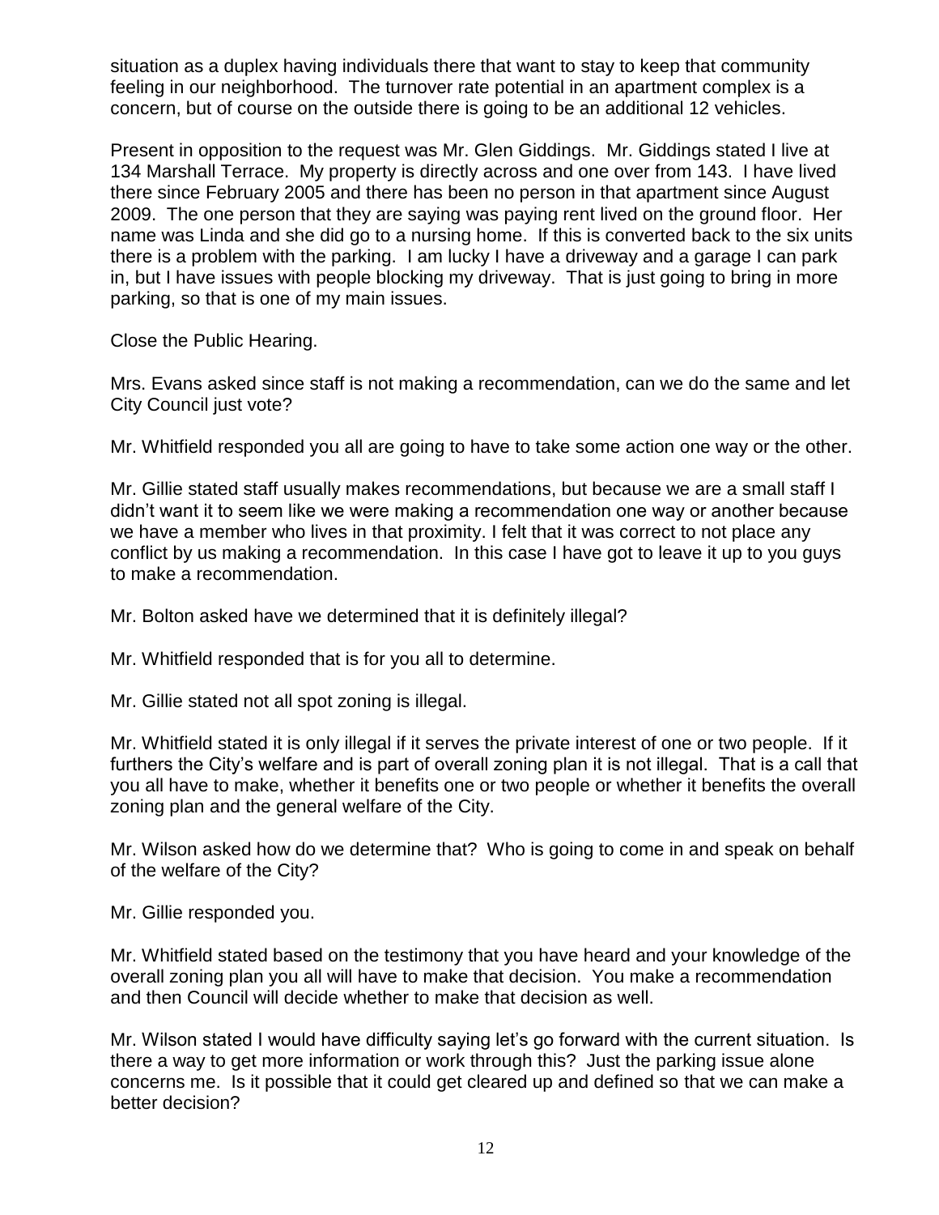situation as a duplex having individuals there that want to stay to keep that community feeling in our neighborhood. The turnover rate potential in an apartment complex is a concern, but of course on the outside there is going to be an additional 12 vehicles.

Present in opposition to the request was Mr. Glen Giddings. Mr. Giddings stated I live at 134 Marshall Terrace. My property is directly across and one over from 143. I have lived there since February 2005 and there has been no person in that apartment since August 2009. The one person that they are saying was paying rent lived on the ground floor. Her name was Linda and she did go to a nursing home. If this is converted back to the six units there is a problem with the parking. I am lucky I have a driveway and a garage I can park in, but I have issues with people blocking my driveway. That is just going to bring in more parking, so that is one of my main issues.

Close the Public Hearing.

Mrs. Evans asked since staff is not making a recommendation, can we do the same and let City Council just vote?

Mr. Whitfield responded you all are going to have to take some action one way or the other.

Mr. Gillie stated staff usually makes recommendations, but because we are a small staff I didn't want it to seem like we were making a recommendation one way or another because we have a member who lives in that proximity. I felt that it was correct to not place any conflict by us making a recommendation. In this case I have got to leave it up to you guys to make a recommendation.

Mr. Bolton asked have we determined that it is definitely illegal?

Mr. Whitfield responded that is for you all to determine.

Mr. Gillie stated not all spot zoning is illegal.

Mr. Whitfield stated it is only illegal if it serves the private interest of one or two people. If it furthers the City's welfare and is part of overall zoning plan it is not illegal. That is a call that you all have to make, whether it benefits one or two people or whether it benefits the overall zoning plan and the general welfare of the City.

Mr. Wilson asked how do we determine that? Who is going to come in and speak on behalf of the welfare of the City?

Mr. Gillie responded you.

Mr. Whitfield stated based on the testimony that you have heard and your knowledge of the overall zoning plan you all will have to make that decision. You make a recommendation and then Council will decide whether to make that decision as well.

Mr. Wilson stated I would have difficulty saying let's go forward with the current situation. Is there a way to get more information or work through this? Just the parking issue alone concerns me. Is it possible that it could get cleared up and defined so that we can make a better decision?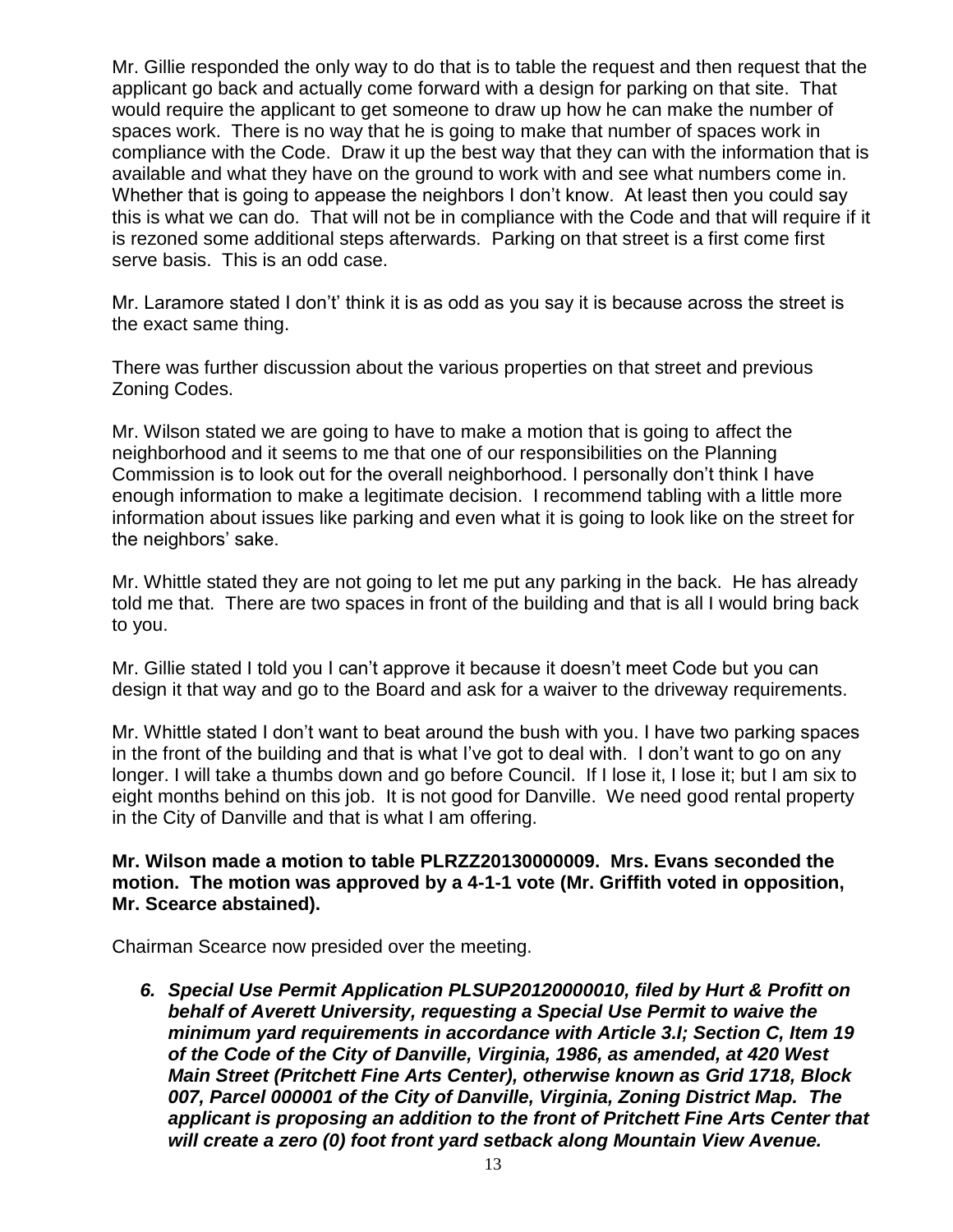Mr. Gillie responded the only way to do that is to table the request and then request that the applicant go back and actually come forward with a design for parking on that site. That would require the applicant to get someone to draw up how he can make the number of spaces work. There is no way that he is going to make that number of spaces work in compliance with the Code. Draw it up the best way that they can with the information that is available and what they have on the ground to work with and see what numbers come in. Whether that is going to appease the neighbors I don't know. At least then you could say this is what we can do. That will not be in compliance with the Code and that will require if it is rezoned some additional steps afterwards. Parking on that street is a first come first serve basis. This is an odd case.

Mr. Laramore stated I don't' think it is as odd as you say it is because across the street is the exact same thing.

There was further discussion about the various properties on that street and previous Zoning Codes.

Mr. Wilson stated we are going to have to make a motion that is going to affect the neighborhood and it seems to me that one of our responsibilities on the Planning Commission is to look out for the overall neighborhood. I personally don't think I have enough information to make a legitimate decision. I recommend tabling with a little more information about issues like parking and even what it is going to look like on the street for the neighbors' sake.

Mr. Whittle stated they are not going to let me put any parking in the back. He has already told me that. There are two spaces in front of the building and that is all I would bring back to you.

Mr. Gillie stated I told you I can't approve it because it doesn't meet Code but you can design it that way and go to the Board and ask for a waiver to the driveway requirements.

Mr. Whittle stated I don't want to beat around the bush with you. I have two parking spaces in the front of the building and that is what I've got to deal with. I don't want to go on any longer. I will take a thumbs down and go before Council. If I lose it, I lose it; but I am six to eight months behind on this job. It is not good for Danville. We need good rental property in the City of Danville and that is what I am offering.

**Mr. Wilson made a motion to table PLRZZ20130000009. Mrs. Evans seconded the motion. The motion was approved by a 4-1-1 vote (Mr. Griffith voted in opposition, Mr. Scearce abstained).**

Chairman Scearce now presided over the meeting.

6. ***Special Use Permit Application PLSUP20120000010, filed by Hurt & Profitt on behalf of Averett University, requesting a Special Use Permit to waive the minimum yard requirements in accordance with Article 3.I; Section C, Item 19 of the Code of the City of Danville, Virginia, 1986, as amended, at 420 West Main Street (Pritchett Fine Arts Center), otherwise known as Grid 1718, Block 007, Parcel 000001 of the City of Danville, Virginia, Zoning District Map. The applicant is proposing an addition to the front of Pritchett Fine Arts Center that will create a zero (0) foot front yard setback along Mountain View Avenue.***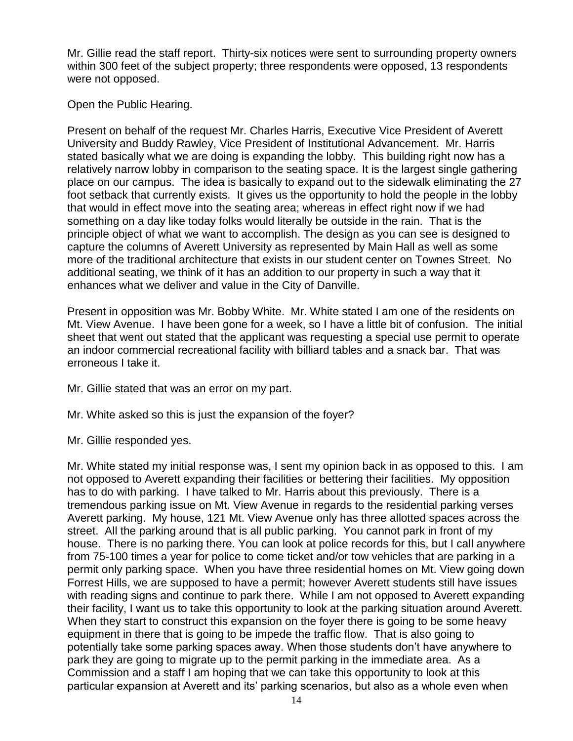Mr. Gillie read the staff report. Thirty-six notices were sent to surrounding property owners within 300 feet of the subject property; three respondents were opposed, 13 respondents were not opposed.

Open the Public Hearing.

Present on behalf of the request Mr. Charles Harris, Executive Vice President of Averett University and Buddy Rawley, Vice President of Institutional Advancement. Mr. Harris stated basically what we are doing is expanding the lobby. This building right now has a relatively narrow lobby in comparison to the seating space. It is the largest single gathering place on our campus. The idea is basically to expand out to the sidewalk eliminating the 27 foot setback that currently exists. It gives us the opportunity to hold the people in the lobby that would in effect move into the seating area; whereas in effect right now if we had something on a day like today folks would literally be outside in the rain. That is the principle object of what we want to accomplish. The design as you can see is designed to capture the columns of Averett University as represented by Main Hall as well as some more of the traditional architecture that exists in our student center on Townes Street. No additional seating, we think of it has an addition to our property in such a way that it enhances what we deliver and value in the City of Danville.

Present in opposition was Mr. Bobby White. Mr. White stated I am one of the residents on Mt. View Avenue. I have been gone for a week, so I have a little bit of confusion. The initial sheet that went out stated that the applicant was requesting a special use permit to operate an indoor commercial recreational facility with billiard tables and a snack bar. That was erroneous I take it.

Mr. Gillie stated that was an error on my part.

Mr. White asked so this is just the expansion of the foyer?

Mr. Gillie responded yes.

Mr. White stated my initial response was, I sent my opinion back in as opposed to this. I am not opposed to Averett expanding their facilities or bettering their facilities. My opposition has to do with parking. I have talked to Mr. Harris about this previously. There is a tremendous parking issue on Mt. View Avenue in regards to the residential parking verses Averett parking. My house, 121 Mt. View Avenue only has three allotted spaces across the street. All the parking around that is all public parking. You cannot park in front of my house. There is no parking there. You can look at police records for this, but I call anywhere from 75-100 times a year for police to come ticket and/or tow vehicles that are parking in a permit only parking space. When you have three residential homes on Mt. View going down Forrest Hills, we are supposed to have a permit; however Averett students still have issues with reading signs and continue to park there. While I am not opposed to Averett expanding their facility, I want us to take this opportunity to look at the parking situation around Averett. When they start to construct this expansion on the foyer there is going to be some heavy equipment in there that is going to be impede the traffic flow. That is also going to potentially take some parking spaces away. When those students don't have anywhere to park they are going to migrate up to the permit parking in the immediate area. As a Commission and a staff I am hoping that we can take this opportunity to look at this particular expansion at Averett and its' parking scenarios, but also as a whole even when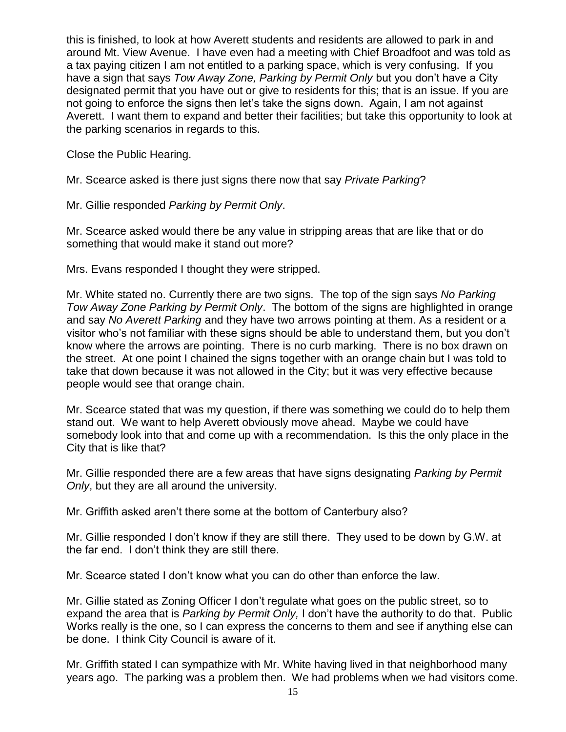this is finished, to look at how Averett students and residents are allowed to park in and around Mt. View Avenue. I have even had a meeting with Chief Broadfoot and was told as a tax paying citizen I am not entitled to a parking space, which is very confusing. If you have a sign that says *Tow Away Zone, Parking by Permit Only* but you don't have a City designated permit that you have out or give to residents for this; that is an issue. If you are not going to enforce the signs then let's take the signs down. Again, I am not against Averett. I want them to expand and better their facilities; but take this opportunity to look at the parking scenarios in regards to this.

Close the Public Hearing.

Mr. Scearce asked is there just signs there now that say *Private Parking*?

Mr. Gillie responded *Parking by Permit Only*.

Mr. Scearce asked would there be any value in stripping areas that are like that or do something that would make it stand out more?

Mrs. Evans responded I thought they were stripped.

Mr. White stated no. Currently there are two signs. The top of the sign says *No Parking Tow Away Zone Parking by Permit Only*. The bottom of the signs are highlighted in orange and say *No Averett Parking* and they have two arrows pointing at them. As a resident or a visitor who's not familiar with these signs should be able to understand them, but you don't know where the arrows are pointing. There is no curb marking. There is no box drawn on the street. At one point I chained the signs together with an orange chain but I was told to take that down because it was not allowed in the City; but it was very effective because people would see that orange chain.

Mr. Scearce stated that was my question, if there was something we could do to help them stand out. We want to help Averett obviously move ahead. Maybe we could have somebody look into that and come up with a recommendation. Is this the only place in the City that is like that?

Mr. Gillie responded there are a few areas that have signs designating *Parking by Permit Only*, but they are all around the university.

Mr. Griffith asked aren't there some at the bottom of Canterbury also?

Mr. Gillie responded I don't know if they are still there. They used to be down by G.W. at the far end. I don't think they are still there.

Mr. Scearce stated I don't know what you can do other than enforce the law.

Mr. Gillie stated as Zoning Officer I don't regulate what goes on the public street, so to expand the area that is *Parking by Permit Only,* I don't have the authority to do that. Public Works really is the one, so I can express the concerns to them and see if anything else can be done. I think City Council is aware of it.

Mr. Griffith stated I can sympathize with Mr. White having lived in that neighborhood many years ago. The parking was a problem then. We had problems when we had visitors come.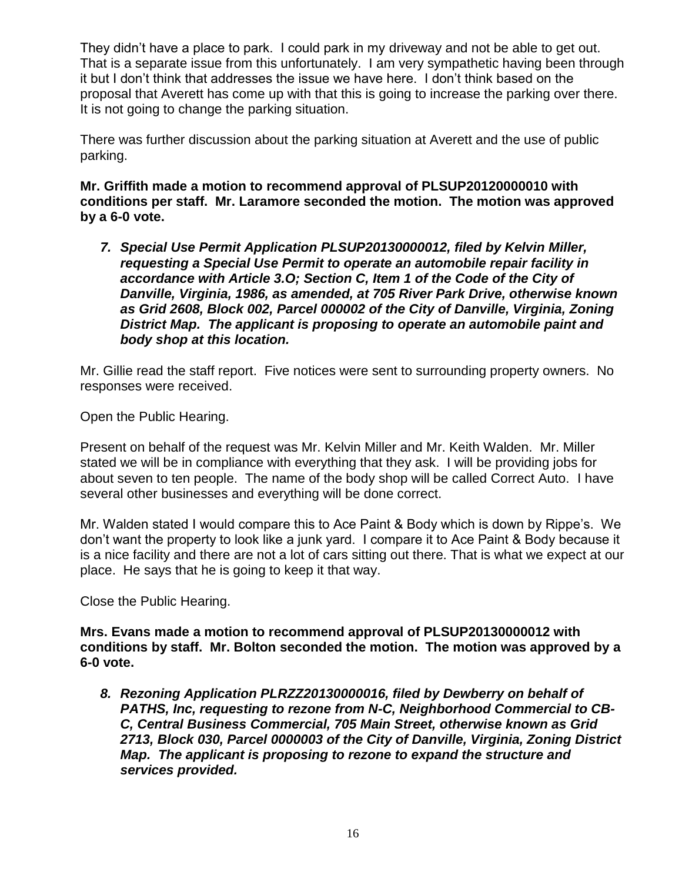They didn't have a place to park. I could park in my driveway and not be able to get out. That is a separate issue from this unfortunately. I am very sympathetic having been through it but I don't think that addresses the issue we have here. I don't think based on the proposal that Averett has come up with that this is going to increase the parking over there. It is not going to change the parking situation.

There was further discussion about the parking situation at Averett and the use of public parking.

**Mr. Griffith made a motion to recommend approval of PLSUP20120000010 with conditions per staff. Mr. Laramore seconded the motion. The motion was approved by a 6-0 vote.**

7. ***Special Use Permit Application PLSUP20130000012, filed by Kelvin Miller, requesting a Special Use Permit to operate an automobile repair facility in accordance with Article 3.O; Section C, Item 1 of the Code of the City of Danville, Virginia, 1986, as amended, at 705 River Park Drive, otherwise known as Grid 2608, Block 002, Parcel 000002 of the City of Danville, Virginia, Zoning District Map. The applicant is proposing to operate an automobile paint and body shop at this location.***

Mr. Gillie read the staff report. Five notices were sent to surrounding property owners. No responses were received.

Open the Public Hearing.

Present on behalf of the request was Mr. Kelvin Miller and Mr. Keith Walden. Mr. Miller stated we will be in compliance with everything that they ask. I will be providing jobs for about seven to ten people. The name of the body shop will be called Correct Auto. I have several other businesses and everything will be done correct.

Mr. Walden stated I would compare this to Ace Paint & Body which is down by Rippe's. We don't want the property to look like a junk yard. I compare it to Ace Paint & Body because it is a nice facility and there are not a lot of cars sitting out there. That is what we expect at our place. He says that he is going to keep it that way.

Close the Public Hearing.

**Mrs. Evans made a motion to recommend approval of PLSUP20130000012 with conditions by staff. Mr. Bolton seconded the motion. The motion was approved by a 6-0 vote.**

8. ***Rezoning Application PLRZZ20130000016, filed by Dewberry on behalf of PATHS, Inc, requesting to rezone from N-C, Neighborhood Commercial to CB-C, Central Business Commercial, 705 Main Street, otherwise known as Grid 2713, Block 030, Parcel 0000003 of the City of Danville, Virginia, Zoning District Map. The applicant is proposing to rezone to expand the structure and services provided.***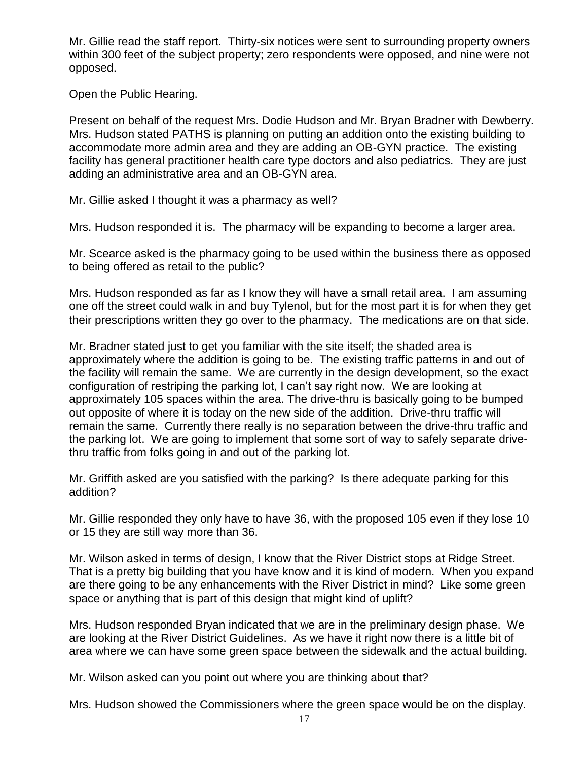Mr. Gillie read the staff report. Thirty-six notices were sent to surrounding property owners within 300 feet of the subject property; zero respondents were opposed, and nine were not opposed.

Open the Public Hearing.

Present on behalf of the request Mrs. Dodie Hudson and Mr. Bryan Bradner with Dewberry. Mrs. Hudson stated PATHS is planning on putting an addition onto the existing building to accommodate more admin area and they are adding an OB-GYN practice. The existing facility has general practitioner health care type doctors and also pediatrics. They are just adding an administrative area and an OB-GYN area.

Mr. Gillie asked I thought it was a pharmacy as well?

Mrs. Hudson responded it is. The pharmacy will be expanding to become a larger area.

Mr. Scearce asked is the pharmacy going to be used within the business there as opposed to being offered as retail to the public?

Mrs. Hudson responded as far as I know they will have a small retail area. I am assuming one off the street could walk in and buy Tylenol, but for the most part it is for when they get their prescriptions written they go over to the pharmacy. The medications are on that side.

Mr. Bradner stated just to get you familiar with the site itself; the shaded area is approximately where the addition is going to be. The existing traffic patterns in and out of the facility will remain the same. We are currently in the design development, so the exact configuration of restriping the parking lot, I can't say right now. We are looking at approximately 105 spaces within the area. The drive-thru is basically going to be bumped out opposite of where it is today on the new side of the addition. Drive-thru traffic will remain the same. Currently there really is no separation between the drive-thru traffic and the parking lot. We are going to implement that some sort of way to safely separate drive-thru traffic from folks going in and out of the parking lot.

Mr. Griffith asked are you satisfied with the parking? Is there adequate parking for this addition?

Mr. Gillie responded they only have to have 36, with the proposed 105 even if they lose 10 or 15 they are still way more than 36.

Mr. Wilson asked in terms of design, I know that the River District stops at Ridge Street. That is a pretty big building that you have know and it is kind of modern. When you expand are there going to be any enhancements with the River District in mind? Like some green space or anything that is part of this design that might kind of uplift?

Mrs. Hudson responded Bryan indicated that we are in the preliminary design phase. We are looking at the River District Guidelines. As we have it right now there is a little bit of area where we can have some green space between the sidewalk and the actual building.

Mr. Wilson asked can you point out where you are thinking about that?

Mrs. Hudson showed the Commissioners where the green space would be on the display.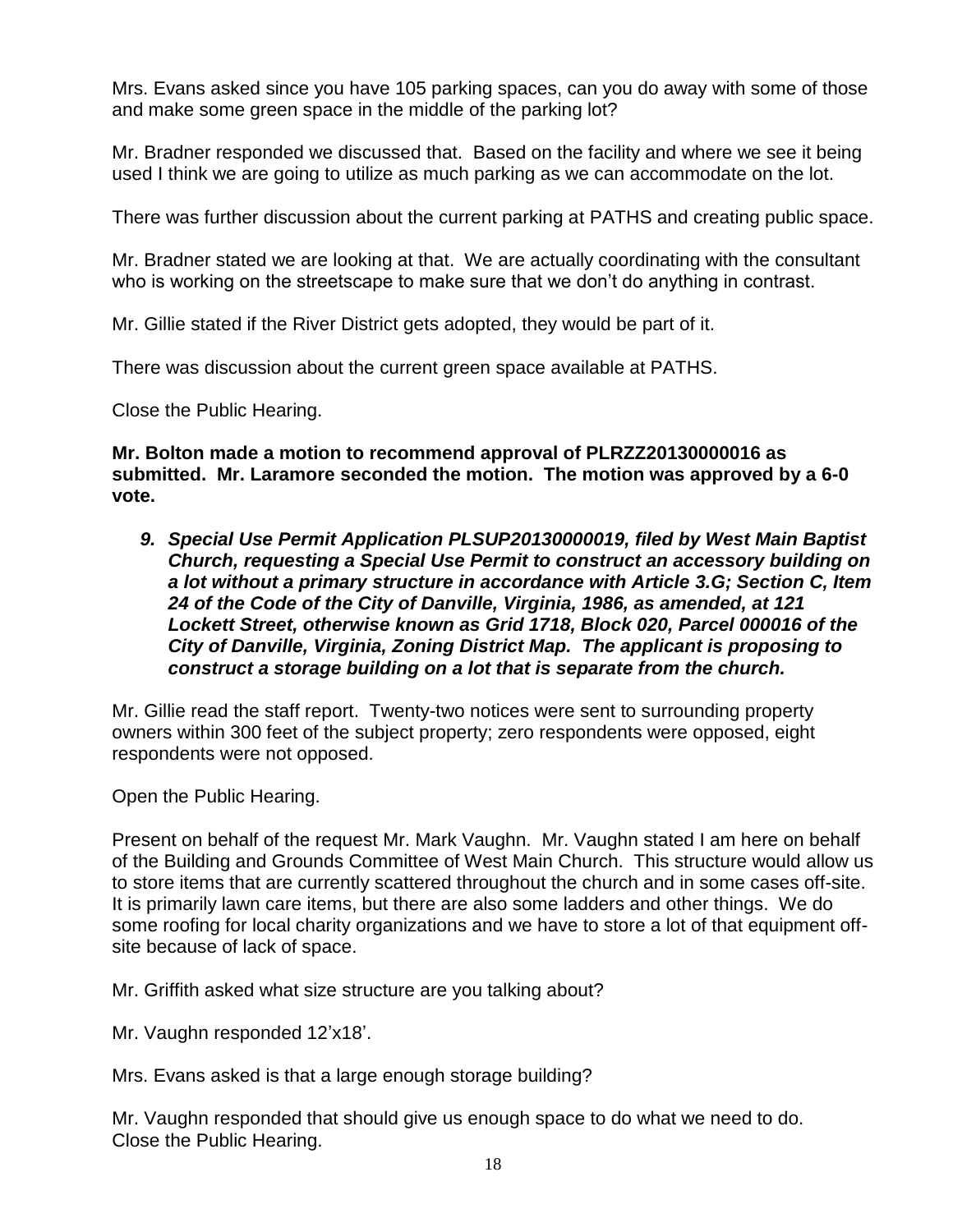Mrs. Evans asked since you have 105 parking spaces, can you do away with some of those and make some green space in the middle of the parking lot?

Mr. Bradner responded we discussed that. Based on the facility and where we see it being used I think we are going to utilize as much parking as we can accommodate on the lot.

There was further discussion about the current parking at PATHS and creating public space.

Mr. Bradner stated we are looking at that. We are actually coordinating with the consultant who is working on the streetscape to make sure that we don't do anything in contrast.

Mr. Gillie stated if the River District gets adopted, they would be part of it.

There was discussion about the current green space available at PATHS.

Close the Public Hearing.

**Mr. Bolton made a motion to recommend approval of PLRZZ20130000016 as submitted. Mr. Laramore seconded the motion. The motion was approved by a 6-0 vote.**

9. ***Special Use Permit Application PLSUP20130000019, filed by West Main Baptist Church, requesting a Special Use Permit to construct an accessory building on a lot without a primary structure in accordance with Article 3.G; Section C, Item 24 of the Code of the City of Danville, Virginia, 1986, as amended, at 121 Lockett Street, otherwise known as Grid 1718, Block 020, Parcel 000016 of the City of Danville, Virginia, Zoning District Map. The applicant is proposing to construct a storage building on a lot that is separate from the church.***

Mr. Gillie read the staff report. Twenty-two notices were sent to surrounding property owners within 300 feet of the subject property; zero respondents were opposed, eight respondents were not opposed.

Open the Public Hearing.

Present on behalf of the request Mr. Mark Vaughn. Mr. Vaughn stated I am here on behalf of the Building and Grounds Committee of West Main Church. This structure would allow us to store items that are currently scattered throughout the church and in some cases off-site. It is primarily lawn care items, but there are also some ladders and other things. We do some roofing for local charity organizations and we have to store a lot of that equipment off-site because of lack of space.

Mr. Griffith asked what size structure are you talking about?

Mr. Vaughn responded 12'x18'.

Mrs. Evans asked is that a large enough storage building?

Mr. Vaughn responded that should give us enough space to do what we need to do.
Close the Public Hearing.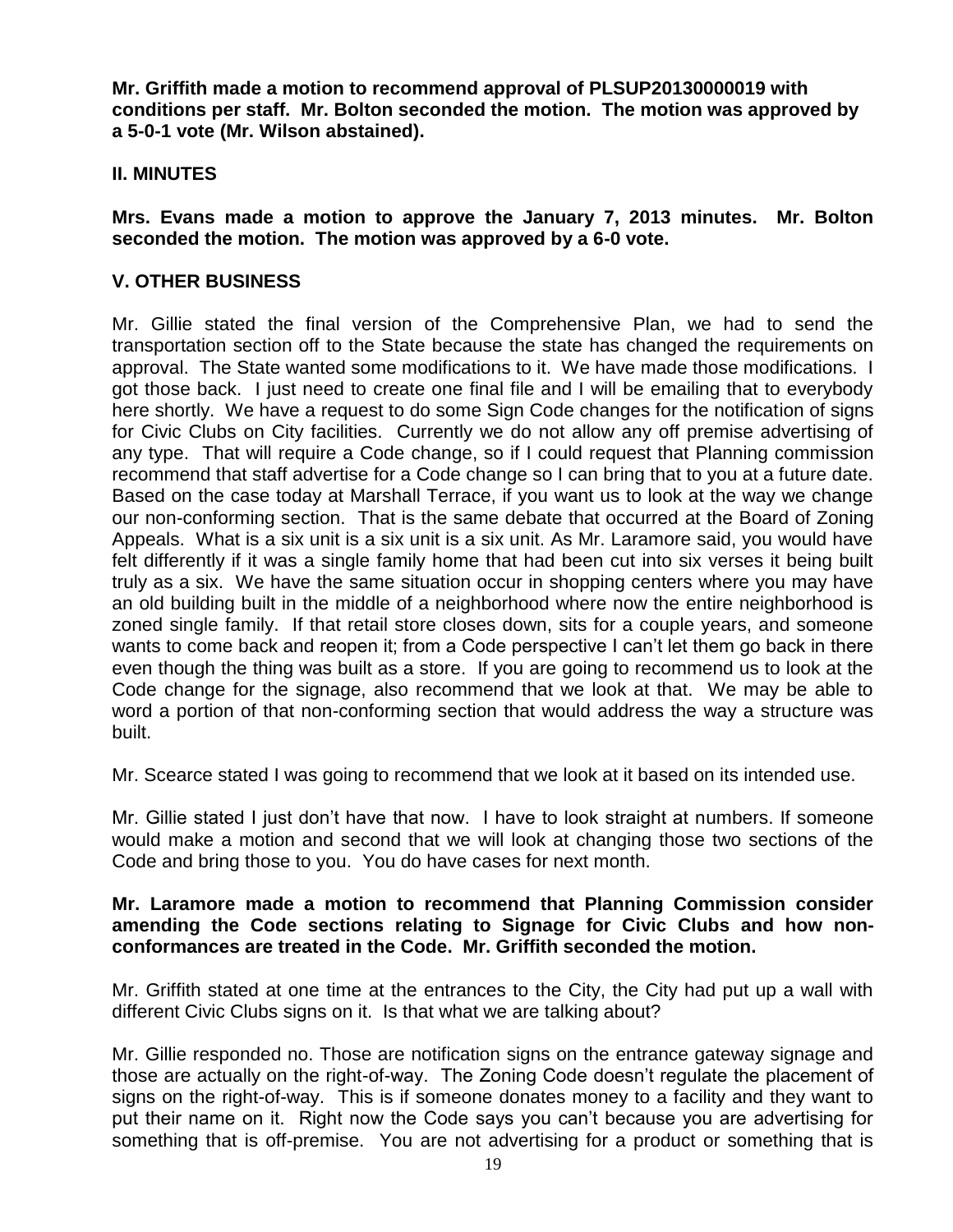**Mr. Griffith made a motion to recommend approval of PLSUP20130000019 with conditions per staff. Mr. Bolton seconded the motion. The motion was approved by a 5-0-1 vote (Mr. Wilson abstained).**

## II. MINUTES

**Mrs. Evans made a motion to approve the January 7, 2013 minutes. Mr. Bolton seconded the motion. The motion was approved by a 6-0 vote.**

## V. OTHER BUSINESS

Mr. Gillie stated the final version of the Comprehensive Plan, we had to send the transportation section off to the State because the state has changed the requirements on approval. The State wanted some modifications to it. We have made those modifications. I got those back. I just need to create one final file and I will be emailing that to everybody here shortly. We have a request to do some Sign Code changes for the notification of signs for Civic Clubs on City facilities. Currently we do not allow any off premise advertising of any type. That will require a Code change, so if I could request that Planning commission recommend that staff advertise for a Code change so I can bring that to you at a future date. Based on the case today at Marshall Terrace, if you want us to look at the way we change our non-conforming section. That is the same debate that occurred at the Board of Zoning Appeals. What is a six unit is a six unit is a six unit. As Mr. Laramore said, you would have felt differently if it was a single family home that had been cut into six verses it being built truly as a six. We have the same situation occur in shopping centers where you may have an old building built in the middle of a neighborhood where now the entire neighborhood is zoned single family. If that retail store closes down, sits for a couple years, and someone wants to come back and reopen it; from a Code perspective I can't let them go back in there even though the thing was built as a store. If you are going to recommend us to look at the Code change for the signage, also recommend that we look at that. We may be able to word a portion of that non-conforming section that would address the way a structure was built.

Mr. Scearce stated I was going to recommend that we look at it based on its intended use.

Mr. Gillie stated I just don't have that now. I have to look straight at numbers. If someone would make a motion and second that we will look at changing those two sections of the Code and bring those to you. You do have cases for next month.

**Mr. Laramore made a motion to recommend that Planning Commission consider amending the Code sections relating to Signage for Civic Clubs and how non-conformances are treated in the Code. Mr. Griffith seconded the motion.**

Mr. Griffith stated at one time at the entrances to the City, the City had put up a wall with different Civic Clubs signs on it. Is that what we are talking about?

Mr. Gillie responded no. Those are notification signs on the entrance gateway signage and those are actually on the right-of-way. The Zoning Code doesn't regulate the placement of signs on the right-of-way. This is if someone donates money to a facility and they want to put their name on it. Right now the Code says you can't because you are advertising for something that is off-premise. You are not advertising for a product or something that is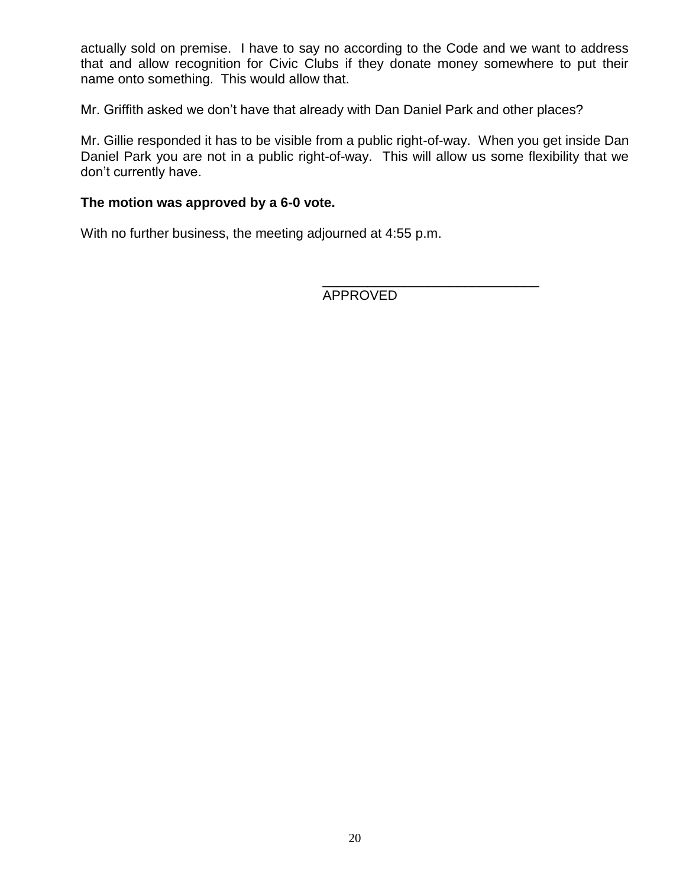actually sold on premise. I have to say no according to the Code and we want to address that and allow recognition for Civic Clubs if they donate money somewhere to put their name onto something. This would allow that.

Mr. Griffith asked we don't have that already with Dan Daniel Park and other places?

Mr. Gillie responded it has to be visible from a public right-of-way. When you get inside Dan Daniel Park you are not in a public right-of-way. This will allow us some flexibility that we don't currently have.

**The motion was approved by a 6-0 vote.**

With no further business, the meeting adjourned at 4:55 p.m.

\_\_\_\_\_\_\_\_\_\_\_\_\_\_\_\_\_\_\_\_\_\_\_\_\_\_\_\_\_\_
APPROVED